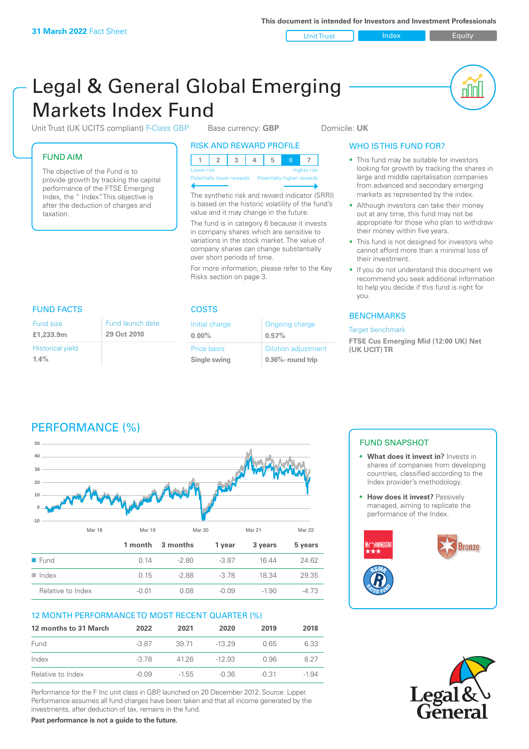**31 March 2022** Fact Sheet

This document is intended for Investors and Investment Professionals

Unit Trust | Index | Equity

# Legal & General Global Emerging Markets Index Fund

Unit Trust (UK UCITS compliant) F-Class GBP    Base currency: **GBP**    Domicile: **UK**

## FUND AIM

The objective of the Fund is to provide growth by tracking the capital performance of the FTSE Emerging Index, the " Index". This objective is after the deduction of charges and taxation.

## RISK AND REWARD PROFILE

| 1 | 2 | 3 | 4 | 5 | 6 | 7 |
|---|---|---|---|---|---|---|

Lower risk — Potentially lower rewards | Higher risk — Potentially higher rewards

The synthetic risk and reward indicator (SRRI) is based on the historic volatility of the fund's value and it may change in the future.

The fund is in category 6 because it invests in company shares which are sensitive to variations in the stock market. The value of company shares can change substantially over short periods of time.

For more information, please refer to the Key Risks section on page 3.

## WHO IS THIS FUND FOR?

- This fund may be suitable for investors looking for growth by tracking the shares in large and middle capitalisation companies from advanced and secondary emerging markets as represented by the index.
- Although investors can take their money out at any time, this fund may not be appropriate for those who plan to withdraw their money within five years.
- This fund is not designed for investors who cannot afford more than a minimal loss of their investment.
- If you do not understand this document we recommend you seek additional information to help you decide if this fund is right for you.

## FUND FACTS

| Fund size | Fund launch date |
|---|---|
| **£1,233.9m** | **29 Oct 2010** |
| Historical yield | |
| **1.4%** | |

## COSTS

| Initial charge | Ongoing charge |
|---|---|
| **0.00%** | **0.57%** |
| Price basis | Dilution adjustment |
| **Single swing** | **0.36%- round trip** |

## BENCHMARKS

Target benchmark

**FTSE Cus Emerging Mid (12:00 UK) Net (UK UCIT) TR**

## PERFORMANCE (%)

| | 1 month | 3 months | 1 year | 3 years | 5 years |
|---|---|---|---|---|---|
| Fund | 0.14 | -2.80 | -3.87 | 16.44 | 24.62 |
| Index | 0.15 | -2.88 | -3.78 | 18.34 | 29.35 |
| Relative to Index | -0.01 | 0.08 | -0.09 | -1.90 | -4.73 |

## FUND SNAPSHOT

- **What does it invest in?** Invests in shares of companies from developing countries, classified according to the Index provider's methodology.
- **How does it invest?** Passively managed, aiming to replicate the performance of the Index.

## 12 MONTH PERFORMANCE TO MOST RECENT QUARTER (%)

| 12 months to 31 March | 2022 | 2021 | 2020 | 2019 | 2018 |
|---|---|---|---|---|---|
| Fund | -3.87 | 39.71 | -13.29 | 0.65 | 6.33 |
| Index | -3.78 | 41.26 | -12.93 | 0.96 | 8.27 |
| Relative to Index | -0.09 | -1.55 | -0.36 | -0.31 | -1.94 |

Performance for the F Inc unit class in GBP, launched on 20 December 2012. Source: Lipper. Performance assumes all fund charges have been taken and that all income generated by the investments, after deduction of tax, remains in the fund.

**Past performance is not a guide to the future.**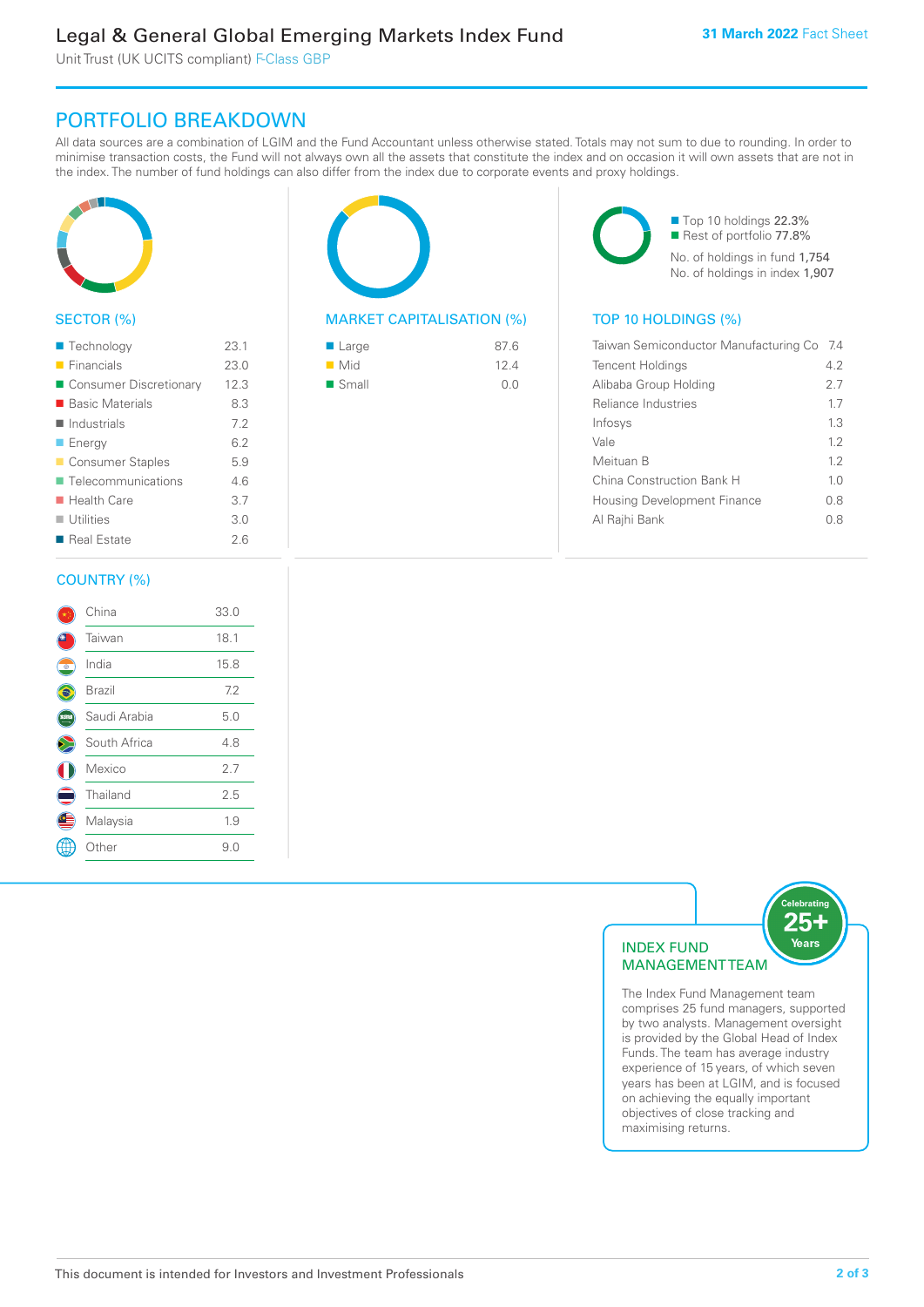## PORTFOLIO BREAKDOWN

All data sources are a combination of LGIM and the Fund Accountant unless otherwise stated. Totals may not sum to due to rounding. In order to minimise transaction costs, the Fund will not always own all the assets that constitute the index and on occasion it will own assets that are not in the index. The number of fund holdings can also differ from the index due to corporate events and proxy holdings.

### SECTOR (%)

| Sector | % |
|---|---|
| Technology | 23.1 |
| Financials | 23.0 |
| Consumer Discretionary | 12.3 |
| Basic Materials | 8.3 |
| Industrials | 7.2 |
| Energy | 6.2 |
| Consumer Staples | 5.9 |
| Telecommunications | 4.6 |
| Health Care | 3.7 |
| Utilities | 3.0 |
| Real Estate | 2.6 |

### MARKET CAPITALISATION (%)

| Market Capitalisation | % |
|---|---|
| Large | 87.6 |
| Mid | 12.4 |
| Small | 0.0 |

Top 10 holdings 22.3%
Rest of portfolio 77.8%
No. of holdings in fund 1,754
No. of holdings in index 1,907

### TOP 10 HOLDINGS (%)

| Holding | % |
|---|---|
| Taiwan Semiconductor Manufacturing Co | 7.4 |
| Tencent Holdings | 4.2 |
| Alibaba Group Holding | 2.7 |
| Reliance Industries | 1.7 |
| Infosys | 1.3 |
| Vale | 1.2 |
| Meituan B | 1.2 |
| China Construction Bank H | 1.0 |
| Housing Development Finance | 0.8 |
| Al Rajhi Bank | 0.8 |

### COUNTRY (%)

| Country | % |
|---|---|
| China | 33.0 |
| Taiwan | 18.1 |
| India | 15.8 |
| Brazil | 7.2 |
| Saudi Arabia | 5.0 |
| South Africa | 4.8 |
| Mexico | 2.7 |
| Thailand | 2.5 |
| Malaysia | 1.9 |
| Other | 9.0 |

### INDEX FUND MANAGEMENT TEAM

Celebrating 25+ Years

The Index Fund Management team comprises 25 fund managers, supported by two analysts. Management oversight is provided by the Global Head of Index Funds. The team has average industry experience of 15 years, of which seven years has been at LGIM, and is focused on achieving the equally important objectives of close tracking and maximising returns.

This document is intended for Investors and Investment Professionals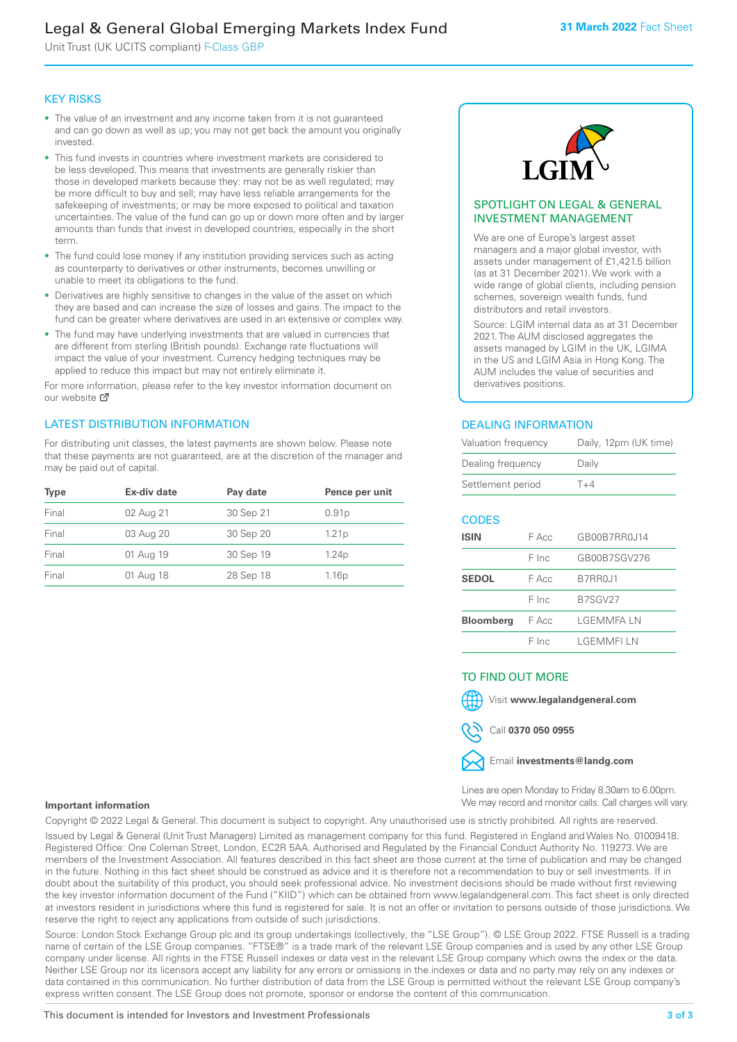## KEY RISKS

- The value of an investment and any income taken from it is not guaranteed and can go down as well as up; you may not get back the amount you originally invested.
- This fund invests in countries where investment markets are considered to be less developed. This means that investments are generally riskier than those in developed markets because they: may not be as well regulated; may be more difficult to buy and sell; may have less reliable arrangements for the safekeeping of investments; or may be more exposed to political and taxation uncertainties. The value of the fund can go up or down more often and by larger amounts than funds that invest in developed countries, especially in the short term.
- The fund could lose money if any institution providing services such as acting as counterparty to derivatives or other instruments, becomes unwilling or unable to meet its obligations to the fund.
- Derivatives are highly sensitive to changes in the value of the asset on which they are based and can increase the size of losses and gains. The impact to the fund can be greater where derivatives are used in an extensive or complex way.
- The fund may have underlying investments that are valued in currencies that are different from sterling (British pounds). Exchange rate fluctuations will impact the value of your investment. Currency hedging techniques may be applied to reduce this impact but may not entirely eliminate it.

For more information, please refer to the key investor information document on our website

## LATEST DISTRIBUTION INFORMATION

For distributing unit classes, the latest payments are shown below. Please note that these payments are not guaranteed, are at the discretion of the manager and may be paid out of capital.

| Type | Ex-div date | Pay date | Pence per unit |
|---|---|---|---|
| Final | 02 Aug 21 | 30 Sep 21 | 0.91p |
| Final | 03 Aug 20 | 30 Sep 20 | 1.21p |
| Final | 01 Aug 19 | 30 Sep 19 | 1.24p |
| Final | 01 Aug 18 | 28 Sep 18 | 1.16p |

## SPOTLIGHT ON LEGAL & GENERAL INVESTMENT MANAGEMENT

We are one of Europe's largest asset managers and a major global investor, with assets under management of £1,421.5 billion (as at 31 December 2021). We work with a wide range of global clients, including pension schemes, sovereign wealth funds, fund distributors and retail investors.

Source: LGIM internal data as at 31 December 2021. The AUM disclosed aggregates the assets managed by LGIM in the UK, LGIMA in the US and LGIM Asia in Hong Kong. The AUM includes the value of securities and derivatives positions.

## DEALING INFORMATION

| | |
|---|---|
| Valuation frequency | Daily, 12pm (UK time) |
| Dealing frequency | Daily |
| Settlement period | T+4 |

## CODES

| | | |
|---|---|---|
| **ISIN** | F Acc | GB00B7RR0J14 |
| | F Inc | GB00B7SGV276 |
| **SEDOL** | F Acc | B7RR0J1 |
| | F Inc | B7SGV27 |
| **Bloomberg** | F Acc | LGEMMFA LN |
| | F Inc | LGEMMFI LN |

## TO FIND OUT MORE

Visit **www.legalandgeneral.com**

Call **0370 050 0955**

Email **investments@landg.com**

Lines are open Monday to Friday 8.30am to 6.00pm. We may record and monitor calls. Call charges will vary.

**Important information**

Copyright © 2022 Legal & General. This document is subject to copyright. Any unauthorised use is strictly prohibited. All rights are reserved.

Issued by Legal & General (Unit Trust Managers) Limited as management company for this fund. Registered in England and Wales No. 01009418. Registered Office: One Coleman Street, London, EC2R 5AA. Authorised and Regulated by the Financial Conduct Authority No. 119273. We are members of the Investment Association. All features described in this fact sheet are those current at the time of publication and may be changed in the future. Nothing in this fact sheet should be construed as advice and it is therefore not a recommendation to buy or sell investments. If in doubt about the suitability of this product, you should seek professional advice. No investment decisions should be made without first reviewing the key investor information document of the Fund ("KIID") which can be obtained from www.legalandgeneral.com. This fact sheet is only directed at investors resident in jurisdictions where this fund is registered for sale. It is not an offer or invitation to persons outside of those jurisdictions. We reserve the right to reject any applications from outside of such jurisdictions.

Source: London Stock Exchange Group plc and its group undertakings (collectively, the "LSE Group"). © LSE Group 2022. FTSE Russell is a trading name of certain of the LSE Group companies. "FTSE®" is a trade mark of the relevant LSE Group companies and is used by any other LSE Group company under license. All rights in the FTSE Russell indexes or data vest in the relevant LSE Group company which owns the index or the data. Neither LSE Group nor its licensors accept any liability for any errors or omissions in the indexes or data and no party may rely on any indexes or data contained in this communication. No further distribution of data from the LSE Group is permitted without the relevant LSE Group company's express written consent. The LSE Group does not promote, sponsor or endorse the content of this communication.

This document is intended for Investors and Investment Professionals